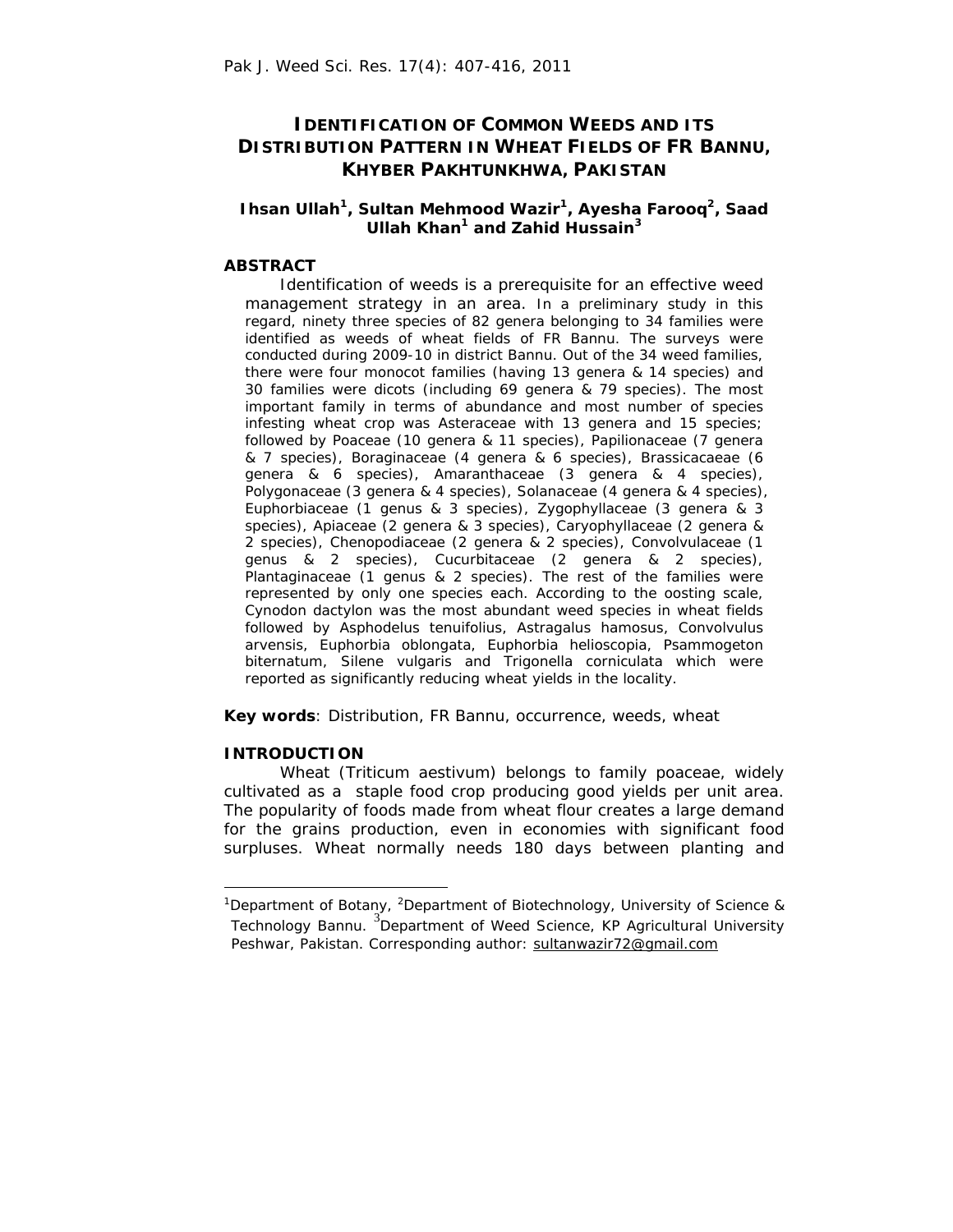# IDENTIFICATION OF COMMON WEEDS AND ITS DISTRIBUTION PATTERN IN WHEAT FIELDS OF FR BANNU, KHYBER PAKHTUNKHWA, PAKISTAN

**Ihsan Ullah[1], Sultan Mehmood Wazir[1], Ayesha Farooq[2], Saad Ullah Khan[1] and Zahid Hussain[3]**

## ABSTRACT

Identification of weeds is a prerequisite for an effective weed management strategy in an area. In a preliminary study in this regard, ninety three species of 82 genera belonging to 34 families were identified as weeds of wheat fields of FR Bannu. The surveys were conducted during 2009-10 in district Bannu. Out of the 34 weed families, there were four monocot families (having 13 genera & 14 species) and 30 families were dicots (including 69 genera & 79 species). The most important family in terms of abundance and most number of species infesting wheat crop was Asteraceae with 13 genera and 15 species; followed by Poaceae (10 genera & 11 species), Papilionaceae (7 genera & 7 species), Boraginaceae (4 genera & 6 species), Brassicacaeae (6 genera & 6 species), Amaranthaceae (3 genera & 4 species), Polygonaceae (3 genera & 4 species), Solanaceae (4 genera & 4 species), Euphorbiaceae (1 genus & 3 species), Zygophyllaceae (3 genera & 3 species), Apiaceae (2 genera & 3 species), Caryophyllaceae (2 genera & 2 species), Chenopodiaceae (2 genera & 2 species), Convolvulaceae (1 genus & 2 species), Cucurbitaceae (2 genera & 2 species), Plantaginaceae (1 genus & 2 species). The rest of the families were represented by only one species each. According to the oosting scale, Cynodon dactylon was the most abundant weed species in wheat fields followed by Asphodelus tenuifolius, Astragalus hamosus, Convolvulus arvensis, Euphorbia oblongata, Euphorbia helioscopia, Psammogeton biternatum, Silene vulgaris and Trigonella corniculata which were reported as significantly reducing wheat yields in the locality.

**Key words**: Distribution, FR Bannu, occurrence, weeds, wheat

## INTRODUCTION

Wheat (Triticum aestivum) belongs to family poaceae, widely cultivated as a staple food crop producing good yields per unit area. The popularity of foods made from wheat flour creates a large demand for the grains production, even in economies with significant food surpluses. Wheat normally needs 180 days between planting and

---

[1]Department of Botany, [2]Department of Biotechnology, University of Science & Technology Bannu. [3]Department of Weed Science, KP Agricultural University Peshwar, Pakistan. Corresponding author: sultanwazir72@gmail.com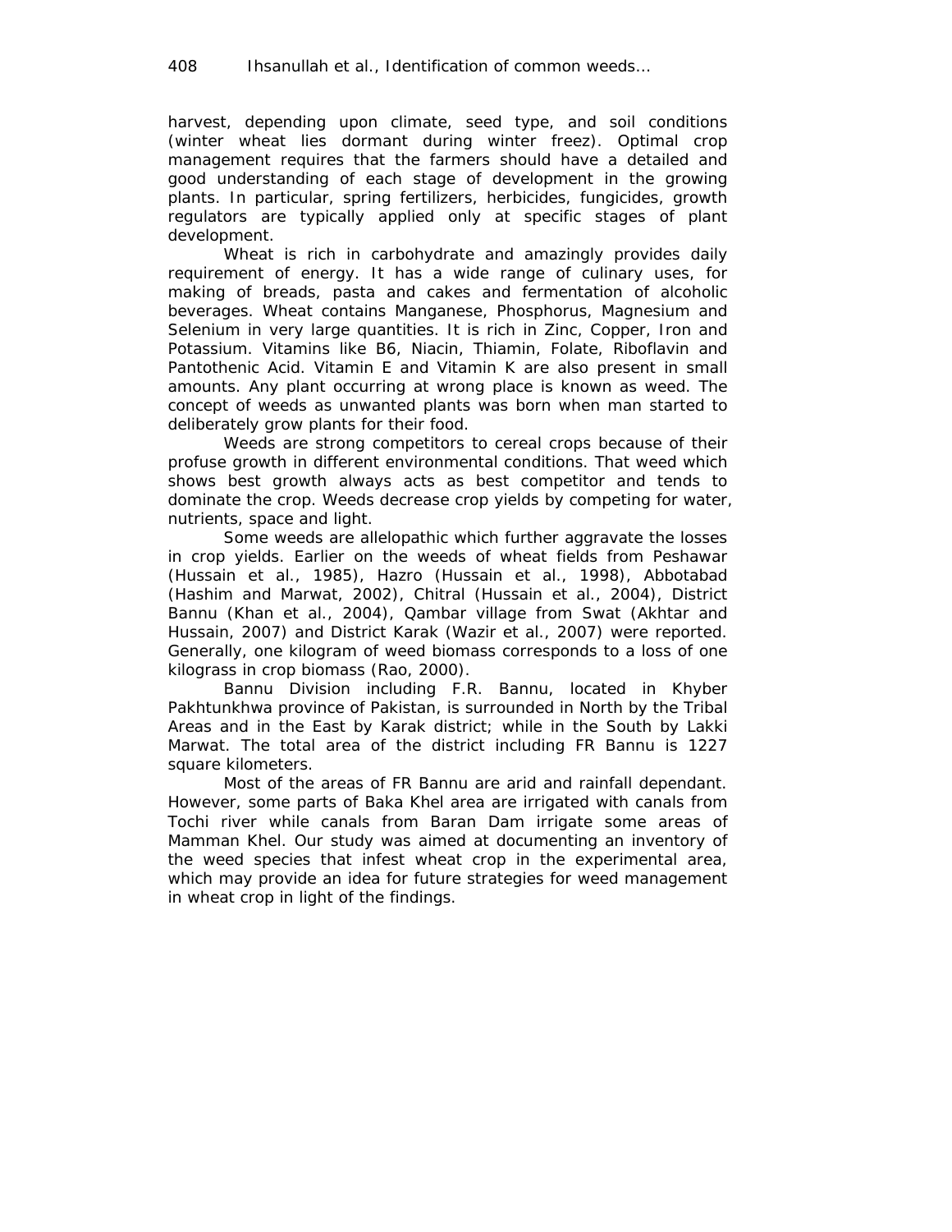harvest, depending upon climate, seed type, and soil conditions (winter wheat lies dormant during winter freez). Optimal crop management requires that the farmers should have a detailed and good understanding of each stage of development in the growing plants. In particular, spring fertilizers, herbicides, fungicides, growth regulators are typically applied only at specific stages of plant development.

Wheat is rich in carbohydrate and amazingly provides daily requirement of energy. It has a wide range of culinary uses, for making of breads, pasta and cakes and fermentation of alcoholic beverages. Wheat contains Manganese, Phosphorus, Magnesium and Selenium in very large quantities. It is rich in Zinc, Copper, Iron and Potassium. Vitamins like B6, Niacin, Thiamin, Folate, Riboflavin and Pantothenic Acid. Vitamin E and Vitamin K are also present in small amounts. Any plant occurring at wrong place is known as weed. The concept of weeds as unwanted plants was born when man started to deliberately grow plants for their food.

Weeds are strong competitors to cereal crops because of their profuse growth in different environmental conditions. That weed which shows best growth always acts as best competitor and tends to dominate the crop. Weeds decrease crop yields by competing for water, nutrients, space and light.

Some weeds are allelopathic which further aggravate the losses in crop yields. Earlier on the weeds of wheat fields from Peshawar (Hussain et al., 1985), Hazro (Hussain et al., 1998), Abbotabad (Hashim and Marwat, 2002), Chitral (Hussain et al., 2004), District Bannu (Khan et al., 2004), Qambar village from Swat (Akhtar and Hussain, 2007) and District Karak (Wazir et al., 2007) were reported. Generally, one kilogram of weed biomass corresponds to a loss of one kilograss in crop biomass (Rao, 2000).

Bannu Division including F.R. Bannu, located in Khyber Pakhtunkhwa province of Pakistan, is surrounded in North by the Tribal Areas and in the East by Karak district; while in the South by Lakki Marwat. The total area of the district including FR Bannu is 1227 square kilometers.

Most of the areas of FR Bannu are arid and rainfall dependant. However, some parts of Baka Khel area are irrigated with canals from Tochi river while canals from Baran Dam irrigate some areas of Mamman Khel. Our study was aimed at documenting an inventory of the weed species that infest wheat crop in the experimental area, which may provide an idea for future strategies for weed management in wheat crop in light of the findings.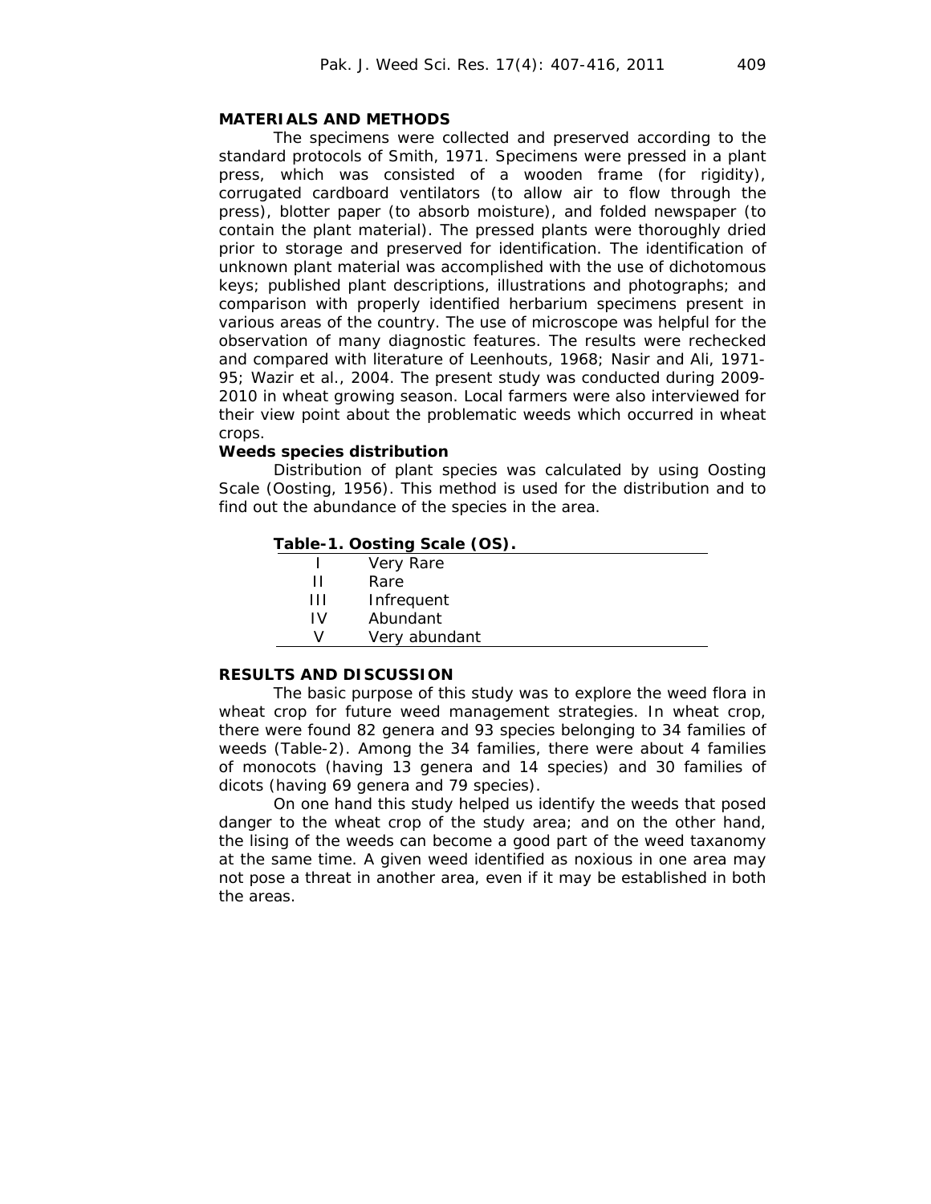## MATERIALS AND METHODS

The specimens were collected and preserved according to the standard protocols of Smith, 1971. Specimens were pressed in a plant press, which was consisted of a wooden frame (for rigidity), corrugated cardboard ventilators (to allow air to flow through the press), blotter paper (to absorb moisture), and folded newspaper (to contain the plant material). The pressed plants were thoroughly dried prior to storage and preserved for identification. The identification of unknown plant material was accomplished with the use of dichotomous keys; published plant descriptions, illustrations and photographs; and comparison with properly identified herbarium specimens present in various areas of the country. The use of microscope was helpful for the observation of many diagnostic features. The results were rechecked and compared with literature of Leenhouts, 1968; Nasir and Ali, 1971-95; Wazir et al., 2004. The present study was conducted during 2009-2010 in wheat growing season. Local farmers were also interviewed for their view point about the problematic weeds which occurred in wheat crops.

### Weeds species distribution

Distribution of plant species was calculated by using Oosting Scale (Oosting, 1956). This method is used for the distribution and to find out the abundance of the species in the area.

**Table-1. Oosting Scale (OS).**

| | |
|---|---|
| I | Very Rare |
| II | Rare |
| III | Infrequent |
| IV | Abundant |
| V | Very abundant |

## RESULTS AND DISCUSSION

The basic purpose of this study was to explore the weed flora in wheat crop for future weed management strategies. In wheat crop, there were found 82 genera and 93 species belonging to 34 families of weeds (Table-2). Among the 34 families, there were about 4 families of monocots (having 13 genera and 14 species) and 30 families of dicots (having 69 genera and 79 species).

On one hand this study helped us identify the weeds that posed danger to the wheat crop of the study area; and on the other hand, the lising of the weeds can become a good part of the weed taxanomy at the same time. A given weed identified as noxious in one area may not pose a threat in another area, even if it may be established in both the areas.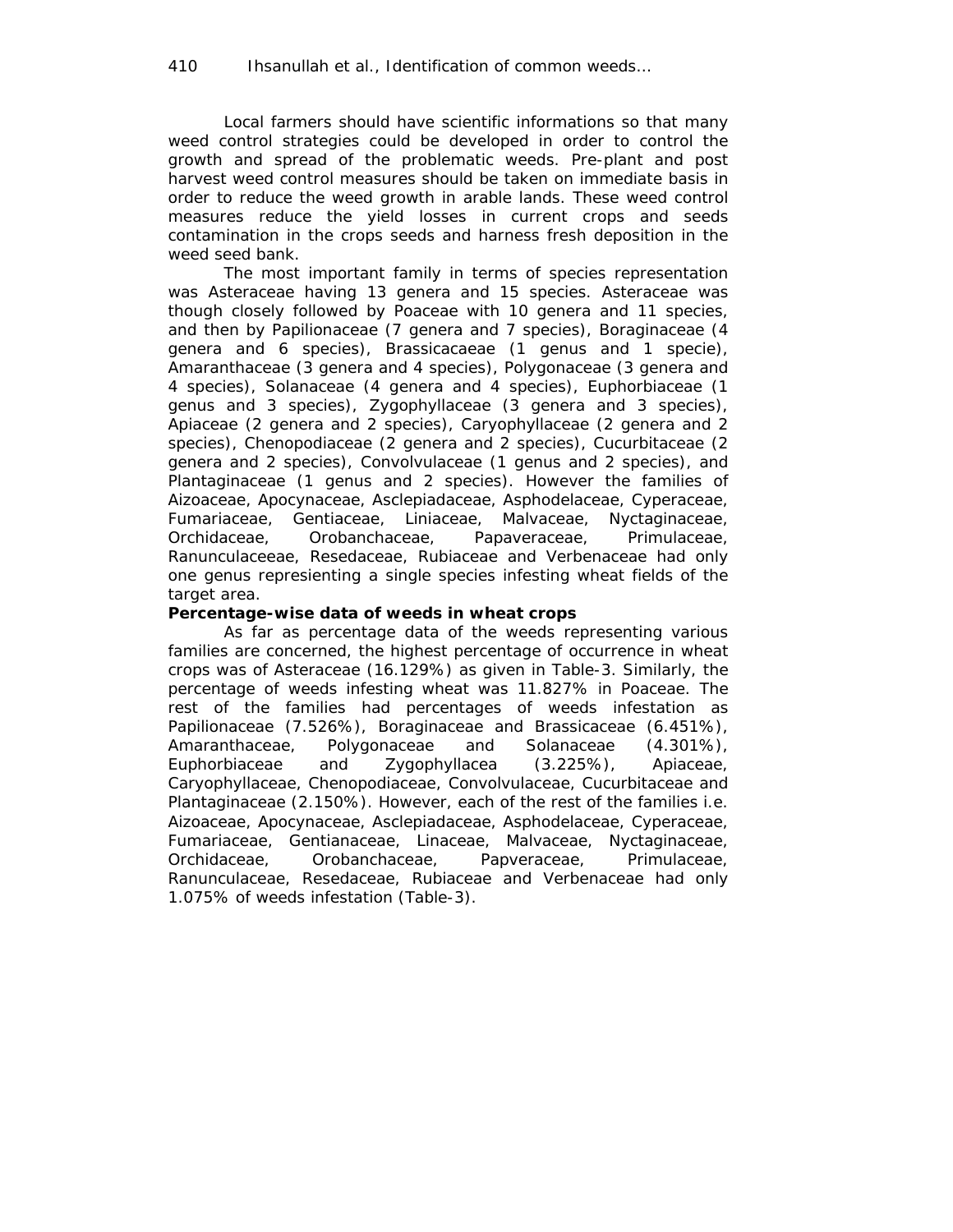Local farmers should have scientific informations so that many weed control strategies could be developed in order to control the growth and spread of the problematic weeds. Pre-plant and post harvest weed control measures should be taken on immediate basis in order to reduce the weed growth in arable lands. These weed control measures reduce the yield losses in current crops and seeds contamination in the crops seeds and harness fresh deposition in the weed seed bank.

The most important family in terms of species representation was Asteraceae having 13 genera and 15 species. Asteraceae was though closely followed by Poaceae with 10 genera and 11 species, and then by Papilionaceae (7 genera and 7 species), Boraginaceae (4 genera and 6 species), Brassicacaeae (1 genus and 1 specie), Amaranthaceae (3 genera and 4 species), Polygonaceae (3 genera and 4 species), Solanaceae (4 genera and 4 species), Euphorbiaceae (1 genus and 3 species), Zygophyllaceae (3 genera and 3 species), Apiaceae (2 genera and 2 species), Caryophyllaceae (2 genera and 2 species), Chenopodiaceae (2 genera and 2 species), Cucurbitaceae (2 genera and 2 species), Convolvulaceae (1 genus and 2 species), and Plantaginaceae (1 genus and 2 species). However the families of Aizoaceae, Apocynaceae, Asclepiadaceae, Asphodelaceae, Cyperaceae, Fumariaceae, Gentiaceae, Liniaceae, Malvaceae, Nyctaginaceae, Orchidaceae, Orobanchaceae, Papaveraceae, Primulaceae, Ranunculaceeae, Resedaceae, Rubiaceae and Verbenaceae had only one genus represienting a single species infesting wheat fields of the target area.

**Percentage-wise data of weeds in wheat crops**

As far as percentage data of the weeds representing various families are concerned, the highest percentage of occurrence in wheat crops was of Asteraceae (16.129%) as given in Table-3. Similarly, the percentage of weeds infesting wheat was 11.827% in Poaceae. The rest of the families had percentages of weeds infestation as Papilionaceae (7.526%), Boraginaceae and Brassicaceae (6.451%), Amaranthaceae, Polygonaceae and Solanaceae (4.301%), Euphorbiaceae and Zygophyllacea (3.225%), Apiaceae, Caryophyllaceae, Chenopodiaceae, Convolvulaceae, Cucurbitaceae and Plantaginaceae (2.150%). However, each of the rest of the families i.e. Aizoaceae, Apocynaceae, Asclepiadaceae, Asphodelaceae, Cyperaceae, Fumariaceae, Gentianaceae, Linaceae, Malvaceae, Nyctaginaceae, Orchidaceae, Orobanchaceae, Papveraceae, Primulaceae, Ranunculaceae, Resedaceae, Rubiaceae and Verbenaceae had only 1.075% of weeds infestation (Table-3).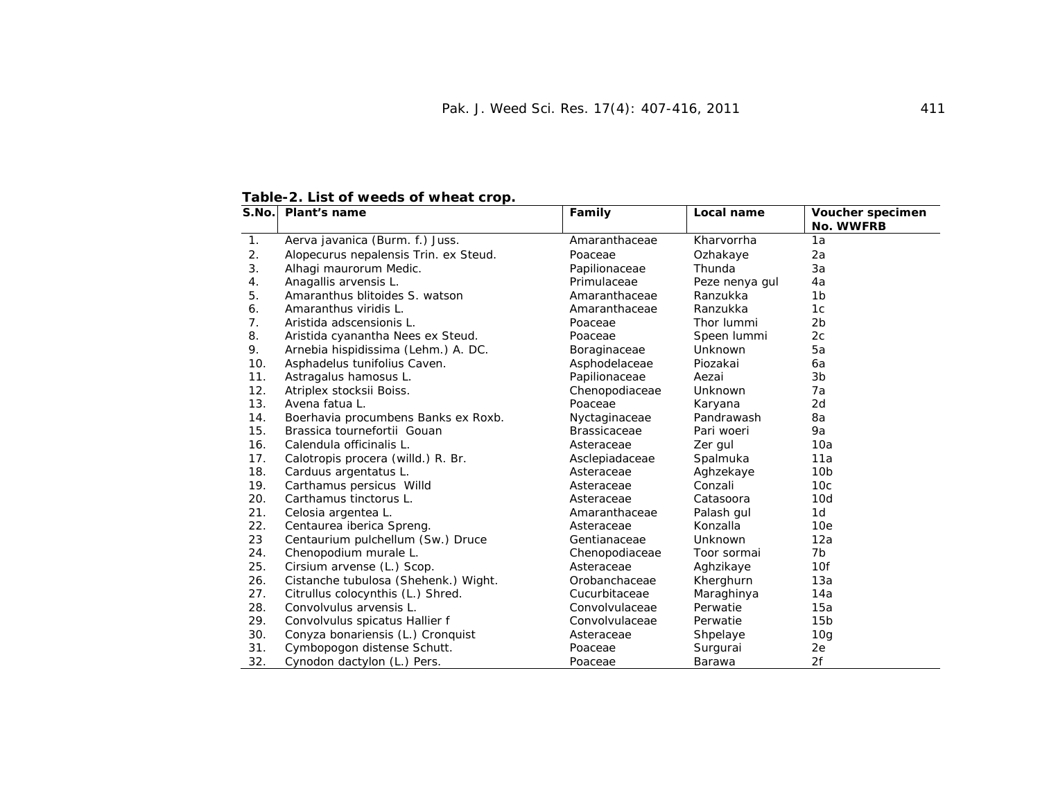**Table-2. List of weeds of wheat crop.**

| S.No. | Plant's name | Family | Local name | Voucher specimen No. WWFRB |
|---|---|---|---|---|
| 1. | Aerva javanica (Burm. f.) Juss. | Amaranthaceae | Kharvorrha | 1a |
| 2. | Alopecurus nepalensis Trin. ex Steud. | Poaceae | Ozhakaye | 2a |
| 3. | Alhagi maurorum Medic. | Papilionaceae | Thunda | 3a |
| 4. | Anagallis arvensis L. | Primulaceae | Peze nenya gul | 4a |
| 5. | Amaranthus blitoides S. watson | Amaranthaceae | Ranzukka | 1b |
| 6. | Amaranthus viridis L. | Amaranthaceae | Ranzukka | 1c |
| 7. | Aristida adscensionis L. | Poaceae | Thor lummi | 2b |
| 8. | Aristida cyanantha Nees ex Steud. | Poaceae | Speen lummi | 2c |
| 9. | Arnebia hispidissima (Lehm.) A. DC. | Boraginaceae | Unknown | 5a |
| 10. | Asphadelus tunifolius Caven. | Asphodelaceae | Piozakai | 6a |
| 11. | Astragalus hamosus L. | Papilionaceae | Aezai | 3b |
| 12. | Atriplex stocksii Boiss. | Chenopodiaceae | Unknown | 7a |
| 13. | Avena fatua L. | Poaceae | Karyana | 2d |
| 14. | Boerhavia procumbens Banks ex Roxb. | Nyctaginaceae | Pandrawash | 8a |
| 15. | Brassica tournefortii Gouan | Brassicaceae | Pari woeri | 9a |
| 16. | Calendula officinalis L. | Asteraceae | Zer gul | 10a |
| 17. | Calotropis procera (willd.) R. Br. | Asclepiadaceae | Spalmuka | 11a |
| 18. | Carduus argentatus L. | Asteraceae | Aghzekaye | 10b |
| 19. | Carthamus persicus Willd | Asteraceae | Conzali | 10c |
| 20. | Carthamus tinctorus L. | Asteraceae | Catasoora | 10d |
| 21. | Celosia argentea L. | Amaranthaceae | Palash gul | 1d |
| 22. | Centaurea iberica Spreng. | Asteraceae | Konzalla | 10e |
| 23 | Centaurium pulchellum (Sw.) Druce | Gentianaceae | Unknown | 12a |
| 24. | Chenopodium murale L. | Chenopodiaceae | Toor sormai | 7b |
| 25. | Cirsium arvense (L.) Scop. | Asteraceae | Aghzikaye | 10f |
| 26. | Cistanche tubulosa (Shehenk.) Wight. | Orobanchaceae | Kherghurn | 13a |
| 27. | Citrullus colocynthis (L.) Shred. | Cucurbitaceae | Maraghinya | 14a |
| 28. | Convolvulus arvensis L. | Convolvulaceae | Perwatie | 15a |
| 29. | Convolvulus spicatus Hallier f | Convolvulaceae | Perwatie | 15b |
| 30. | Conyza bonariensis (L.) Cronquist | Asteraceae | Shpelaye | 10g |
| 31. | Cymbopogon distense Schutt. | Poaceae | Surgurai | 2e |
| 32. | Cynodon dactylon (L.) Pers. | Poaceae | Barawa | 2f |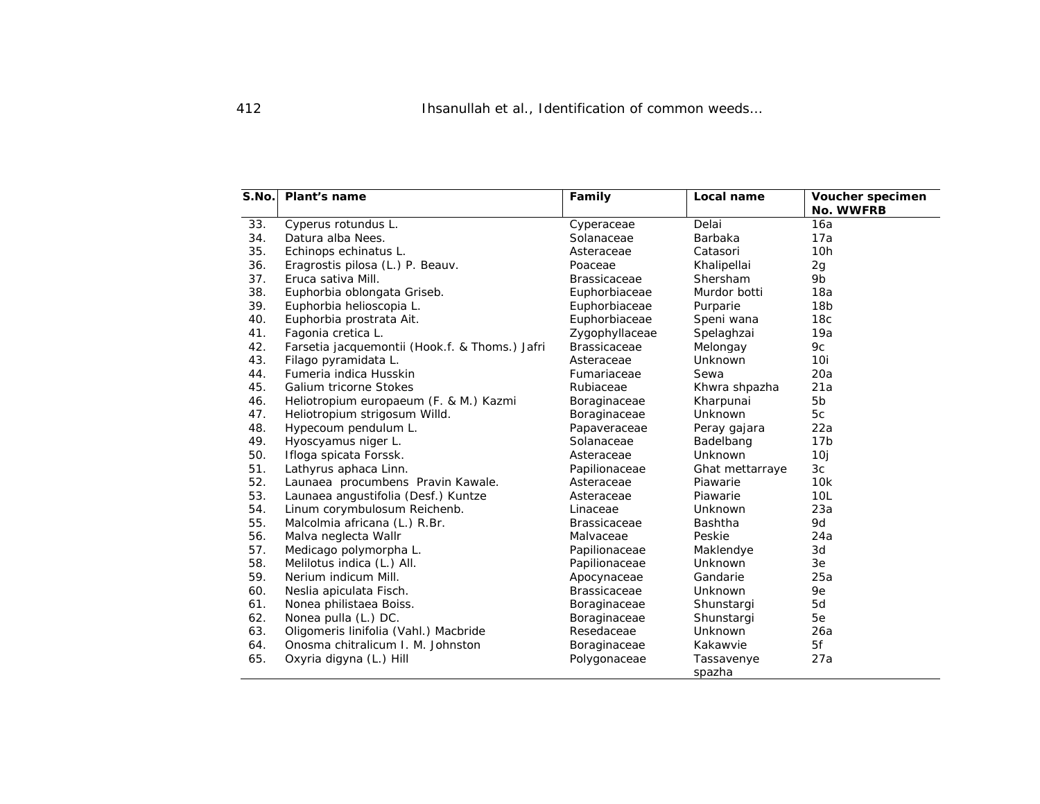| S.No. | Plant's name | Family | Local name | Voucher specimen No. WWFRB |
|---|---|---|---|---|
| 33. | Cyperus rotundus L. | Cyperaceae | Delai | 16a |
| 34. | Datura alba Nees. | Solanaceae | Barbaka | 17a |
| 35. | Echinops echinatus L. | Asteraceae | Catasori | 10h |
| 36. | Eragrostis pilosa (L.) P. Beauv. | Poaceae | Khalipellai | 2g |
| 37. | Eruca sativa Mill. | Brassicaceae | Shersham | 9b |
| 38. | Euphorbia oblongata Griseb. | Euphorbiaceae | Murdor botti | 18a |
| 39. | Euphorbia helioscopia L. | Euphorbiaceae | Purparie | 18b |
| 40. | Euphorbia prostrata Ait. | Euphorbiaceae | Speni wana | 18c |
| 41. | Fagonia cretica L. | Zygophyllaceae | Spelaghzai | 19a |
| 42. | Farsetia jacquemontii (Hook.f. & Thoms.) Jafri | Brassicaceae | Melongay | 9c |
| 43. | Filago pyramidata L. | Asteraceae | Unknown | 10i |
| 44. | Fumeria indica Husskin | Fumariaceae | Sewa | 20a |
| 45. | Galium tricorne Stokes | Rubiaceae | Khwra shpazha | 21a |
| 46. | Heliotropium europaeum (F. & M.) Kazmi | Boraginaceae | Kharpunai | 5b |
| 47. | Heliotropium strigosum Willd. | Boraginaceae | Unknown | 5c |
| 48. | Hypecoum pendulum L. | Papaveraceae | Peray gajara | 22a |
| 49. | Hyoscyamus niger L. | Solanaceae | Badelbang | 17b |
| 50. | Ifloga spicata Forssk. | Asteraceae | Unknown | 10j |
| 51. | Lathyrus aphaca Linn. | Papilionaceae | Ghat mettarraye | 3c |
| 52. | Launaea procumbens Pravin Kawale. | Asteraceae | Piawarie | 10k |
| 53. | Launaea angustifolia (Desf.) Kuntze | Asteraceae | Piawarie | 10L |
| 54. | Linum corymbulosum Reichenb. | Linaceae | Unknown | 23a |
| 55. | Malcolmia africana (L.) R.Br. | Brassicaceae | Bashtha | 9d |
| 56. | Malva neglecta Wallr | Malvaceae | Peskie | 24a |
| 57. | Medicago polymorpha L. | Papilionaceae | Maklendye | 3d |
| 58. | Melilotus indica (L.) All. | Papilionaceae | Unknown | 3e |
| 59. | Nerium indicum Mill. | Apocynaceae | Gandarie | 25a |
| 60. | Neslia apiculata Fisch. | Brassicaceae | Unknown | 9e |
| 61. | Nonea philistaea Boiss. | Boraginaceae | Shunstargi | 5d |
| 62. | Nonea pulla (L.) DC. | Boraginaceae | Shunstargi | 5e |
| 63. | Oligomeris linifolia (Vahl.) Macbride | Resedaceae | Unknown | 26a |
| 64. | Onosma chitralicum I. M. Johnston | Boraginaceae | Kakawvie | 5f |
| 65. | Oxyria digyna (L.) Hill | Polygonaceae | Tassavenye spazha | 27a |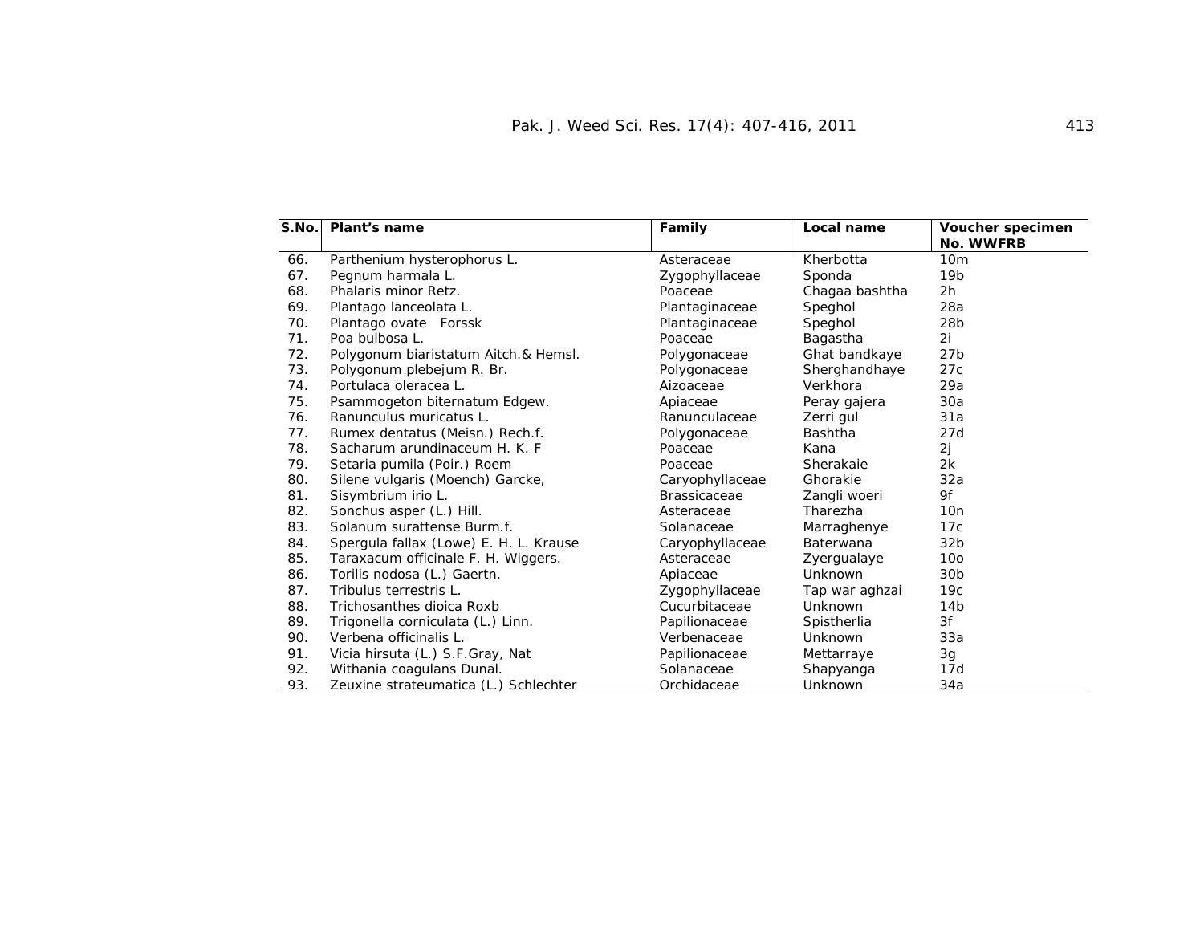| S.No. | Plant's name | Family | Local name | Voucher specimen No. WWFRB |
|---|---|---|---|---|
| 66. | Parthenium hysterophorus L. | Asteraceae | Kherbotta | 10m |
| 67. | Pegnum harmala L. | Zygophyllaceae | Sponda | 19b |
| 68. | Phalaris minor Retz. | Poaceae | Chagaa bashtha | 2h |
| 69. | Plantago lanceolata L. | Plantaginaceae | Speghol | 28a |
| 70. | Plantago ovate Forssk | Plantaginaceae | Speghol | 28b |
| 71. | Poa bulbosa L. | Poaceae | Bagastha | 2i |
| 72. | Polygonum biaristatum Aitch.& Hemsl. | Polygonaceae | Ghat bandkaye | 27b |
| 73. | Polygonum plebejum R. Br. | Polygonaceae | Sherghandhaye | 27c |
| 74. | Portulaca oleracea L. | Aizoaceae | Verkhora | 29a |
| 75. | Psammogeton biternatum Edgew. | Apiaceae | Peray gajera | 30a |
| 76. | Ranunculus muricatus L. | Ranunculaceae | Zerri gul | 31a |
| 77. | Rumex dentatus (Meisn.) Rech.f. | Polygonaceae | Bashtha | 27d |
| 78. | Sacharum arundinaceum H. K. F | Poaceae | Kana | 2j |
| 79. | Setaria pumila (Poir.) Roem | Poaceae | Sherakaie | 2k |
| 80. | Silene vulgaris (Moench) Garcke, | Caryophyllaceae | Ghorakie | 32a |
| 81. | Sisymbrium irio L. | Brassicaceae | Zangli woeri | 9f |
| 82. | Sonchus asper (L.) Hill. | Asteraceae | Tharezha | 10n |
| 83. | Solanum surattense Burm.f. | Solanaceae | Marraghenye | 17c |
| 84. | Spergula fallax (Lowe) E. H. L. Krause | Caryophyllaceae | Baterwana | 32b |
| 85. | Taraxacum officinale F. H. Wiggers. | Asteraceae | Zyergualaye | 10o |
| 86. | Torilis nodosa (L.) Gaertn. | Apiaceae | Unknown | 30b |
| 87. | Tribulus terrestris L. | Zygophyllaceae | Tap war aghzai | 19c |
| 88. | Trichosanthes dioica Roxb | Cucurbitaceae | Unknown | 14b |
| 89. | Trigonella corniculata (L.) Linn. | Papilionaceae | Spistherlia | 3f |
| 90. | Verbena officinalis L. | Verbenaceae | Unknown | 33a |
| 91. | Vicia hirsuta (L.) S.F.Gray, Nat | Papilionaceae | Mettarraye | 3g |
| 92. | Withania coagulans Dunal. | Solanaceae | Shapyanga | 17d |
| 93. | Zeuxine strateumatica (L.) Schlechter | Orchidaceae | Unknown | 34a |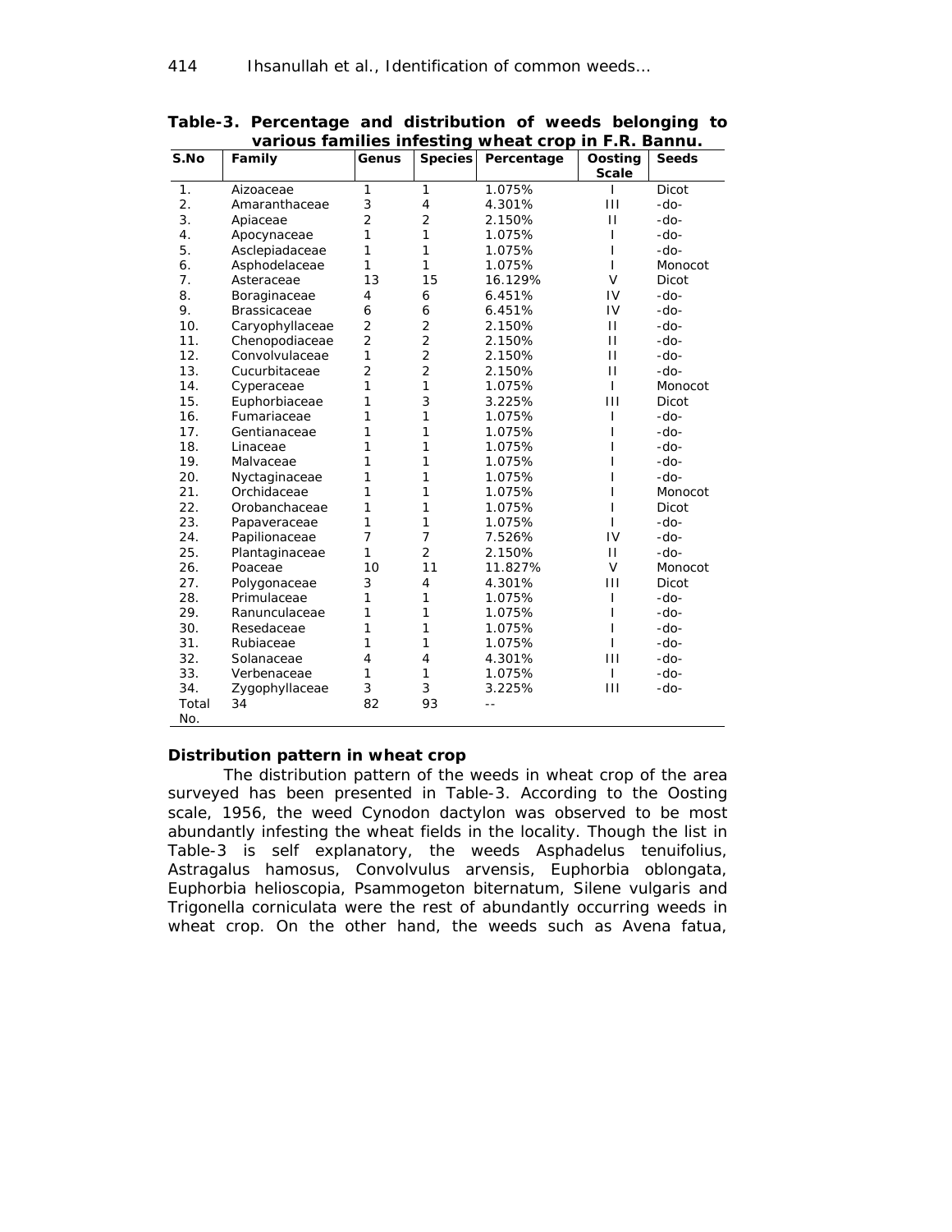**Table-3. Percentage and distribution of weeds belonging to various families infesting wheat crop in F.R. Bannu.**

| S.No | Family | Genus | Species | Percentage | Oosting Scale | Seeds |
|---|---|---|---|---|---|---|
| 1. | Aizoaceae | 1 | 1 | 1.075% | I | Dicot |
| 2. | Amaranthaceae | 3 | 4 | 4.301% | III | -do- |
| 3. | Apiaceae | 2 | 2 | 2.150% | II | -do- |
| 4. | Apocynaceae | 1 | 1 | 1.075% | I | -do- |
| 5. | Asclepiadaceae | 1 | 1 | 1.075% | I | -do- |
| 6. | Asphodelaceae | 1 | 1 | 1.075% | I | Monocot |
| 7. | Asteraceae | 13 | 15 | 16.129% | V | Dicot |
| 8. | Boraginaceae | 4 | 6 | 6.451% | IV | -do- |
| 9. | Brassicaceae | 6 | 6 | 6.451% | IV | -do- |
| 10. | Caryophyllaceae | 2 | 2 | 2.150% | II | -do- |
| 11. | Chenopodiaceae | 2 | 2 | 2.150% | II | -do- |
| 12. | Convolvulaceae | 1 | 2 | 2.150% | II | -do- |
| 13. | Cucurbitaceae | 2 | 2 | 2.150% | II | -do- |
| 14. | Cyperaceae | 1 | 1 | 1.075% | I | Monocot |
| 15. | Euphorbiaceae | 1 | 3 | 3.225% | III | Dicot |
| 16. | Fumariaceae | 1 | 1 | 1.075% | I | -do- |
| 17. | Gentianaceae | 1 | 1 | 1.075% | I | -do- |
| 18. | Linaceae | 1 | 1 | 1.075% | I | -do- |
| 19. | Malvaceae | 1 | 1 | 1.075% | I | -do- |
| 20. | Nyctaginaceae | 1 | 1 | 1.075% | I | -do- |
| 21. | Orchidaceae | 1 | 1 | 1.075% | I | Monocot |
| 22. | Orobanchaceae | 1 | 1 | 1.075% | I | Dicot |
| 23. | Papaveraceae | 1 | 1 | 1.075% | I | -do- |
| 24. | Papilionaceae | 7 | 7 | 7.526% | IV | -do- |
| 25. | Plantaginaceae | 1 | 2 | 2.150% | II | -do- |
| 26. | Poaceae | 10 | 11 | 11.827% | V | Monocot |
| 27. | Polygonaceae | 3 | 4 | 4.301% | III | Dicot |
| 28. | Primulaceae | 1 | 1 | 1.075% | I | -do- |
| 29. | Ranunculaceae | 1 | 1 | 1.075% | I | -do- |
| 30. | Resedaceae | 1 | 1 | 1.075% | I | -do- |
| 31. | Rubiaceae | 1 | 1 | 1.075% | I | -do- |
| 32. | Solanaceae | 4 | 4 | 4.301% | III | -do- |
| 33. | Verbenaceae | 1 | 1 | 1.075% | I | -do- |
| 34. | Zygophyllaceae | 3 | 3 | 3.225% | III | -do- |
| Total No. | 34 | 82 | 93 | -- | | |

**Distribution pattern in wheat crop**

The distribution pattern of the weeds in wheat crop of the area surveyed has been presented in Table-3. According to the Oosting scale, 1956, the weed *Cynodon dactylon* was observed to be most abundantly infesting the wheat fields in the locality. Though the list in Table-3 is self explanatory, the weeds *Asphadelus tenuifolius*, *Astragalus hamosus*, *Convolvulus arvensis*, *Euphorbia oblongata*, *Euphorbia helioscopia*, *Psammogeton biternatum*, *Silene vulgaris* and *Trigonella corniculata* were the rest of abundantly occurring weeds in wheat crop. On the other hand, the weeds such as *Avena fatua*,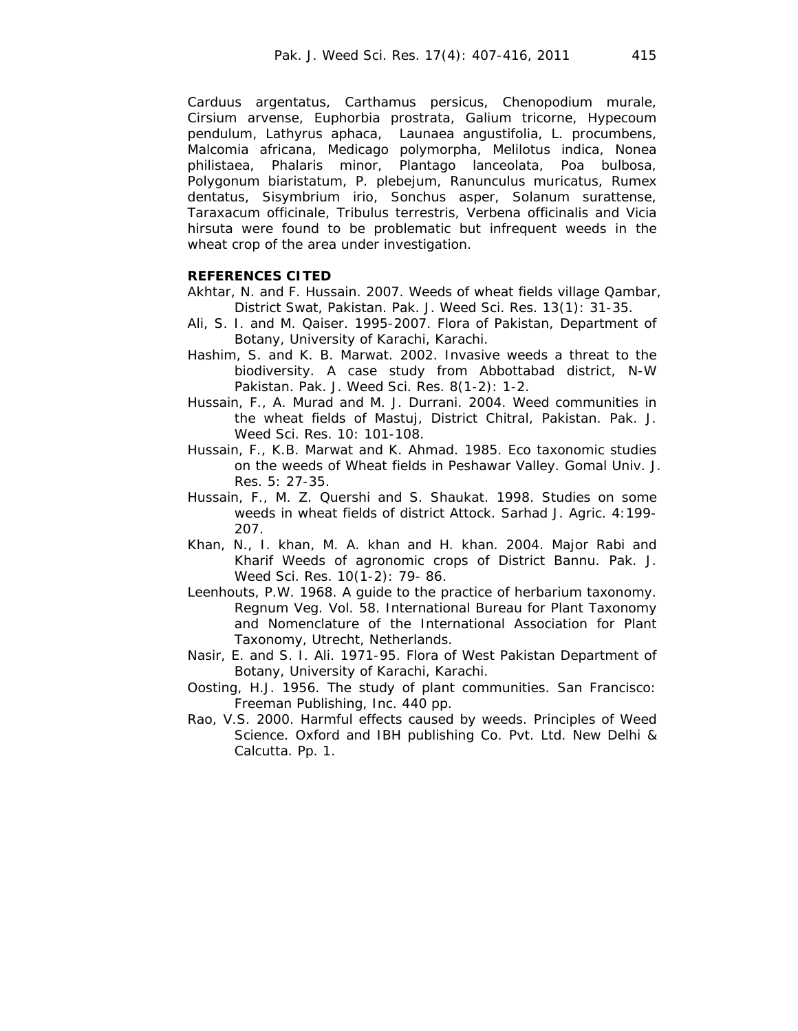Carduus argentatus, Carthamus persicus, Chenopodium murale, Cirsium arvense, Euphorbia prostrata, Galium tricorne, Hypecoum pendulum, Lathyrus aphaca, Launaea angustifolia, L. procumbens, Malcomia africana, Medicago polymorpha, Melilotus indica, Nonea philistaea, Phalaris minor, Plantago lanceolata, Poa bulbosa, Polygonum biaristatum, P. plebejum, Ranunculus muricatus, Rumex dentatus, Sisymbrium irio, Sonchus asper, Solanum surattense, Taraxacum officinale, Tribulus terrestris, Verbena officinalis and Vicia hirsuta were found to be problematic but infrequent weeds in the wheat crop of the area under investigation.

## REFERENCES CITED

Akhtar, N. and F. Hussain. 2007. Weeds of wheat fields village Qambar, District Swat, Pakistan. Pak. J. Weed Sci. Res. 13(1): 31-35.

Ali, S. I. and M. Qaiser. 1995-2007. Flora of Pakistan, Department of Botany, University of Karachi, Karachi.

Hashim, S. and K. B. Marwat. 2002. Invasive weeds a threat to the biodiversity. A case study from Abbottabad district, N-W Pakistan. Pak. J. Weed Sci. Res. 8(1-2): 1-2.

Hussain, F., A. Murad and M. J. Durrani. 2004. Weed communities in the wheat fields of Mastuj, District Chitral, Pakistan. Pak. J. Weed Sci. Res. 10: 101-108.

Hussain, F., K.B. Marwat and K. Ahmad. 1985. Eco taxonomic studies on the weeds of Wheat fields in Peshawar Valley. Gomal Univ. J. Res. 5: 27-35.

Hussain, F., M. Z. Quershi and S. Shaukat. 1998. Studies on some weeds in wheat fields of district Attock. Sarhad J. Agric. 4:199-207.

Khan, N., I. khan, M. A. khan and H. khan. 2004. Major Rabi and Kharif Weeds of agronomic crops of District Bannu. Pak. J. Weed Sci. Res. 10(1-2): 79- 86.

Leenhouts, P.W. 1968. A guide to the practice of herbarium taxonomy. Regnum Veg. Vol. 58. International Bureau for Plant Taxonomy and Nomenclature of the International Association for Plant Taxonomy, Utrecht, Netherlands.

Nasir, E. and S. I. Ali. 1971-95. Flora of West Pakistan Department of Botany, University of Karachi, Karachi.

Oosting, H.J. 1956. The study of plant communities. San Francisco: Freeman Publishing, Inc. 440 pp.

Rao, V.S. 2000. Harmful effects caused by weeds. Principles of Weed Science. Oxford and IBH publishing Co. Pvt. Ltd. New Delhi & Calcutta. Pp. 1.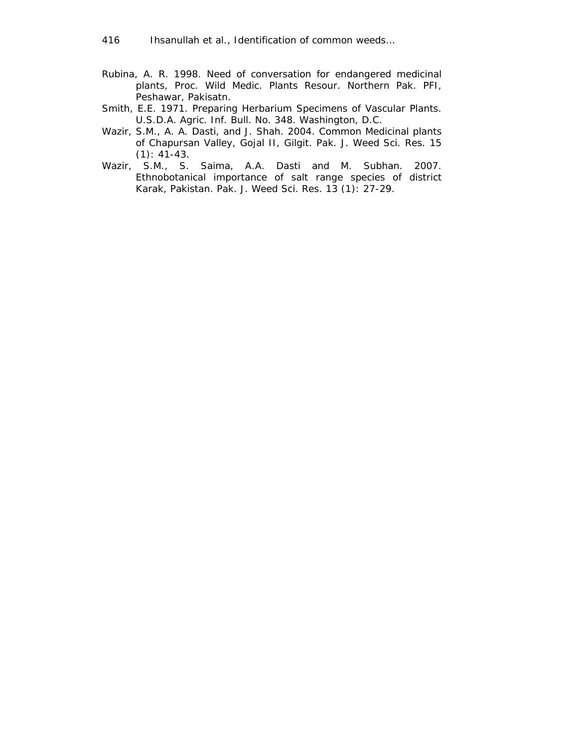Rubina, A. R. 1998. Need of conversation for endangered medicinal plants, Proc. Wild Medic. Plants Resour. Northern Pak. PFI, Peshawar, Pakisatn.

Smith, E.E. 1971. Preparing Herbarium Specimens of Vascular Plants. U.S.D.A. Agric. Inf. Bull. No. 348. Washington, D.C.

Wazir, S.M., A. A. Dasti, and J. Shah. 2004. Common Medicinal plants of Chapursan Valley, Gojal II, Gilgit. Pak. J. Weed Sci. Res. 15 (1): 41-43.

Wazir, S.M., S. Saima, A.A. Dasti and M. Subhan. 2007. Ethnobotanical importance of salt range species of district Karak, Pakistan. Pak. J. Weed Sci. Res. 13 (1): 27-29.